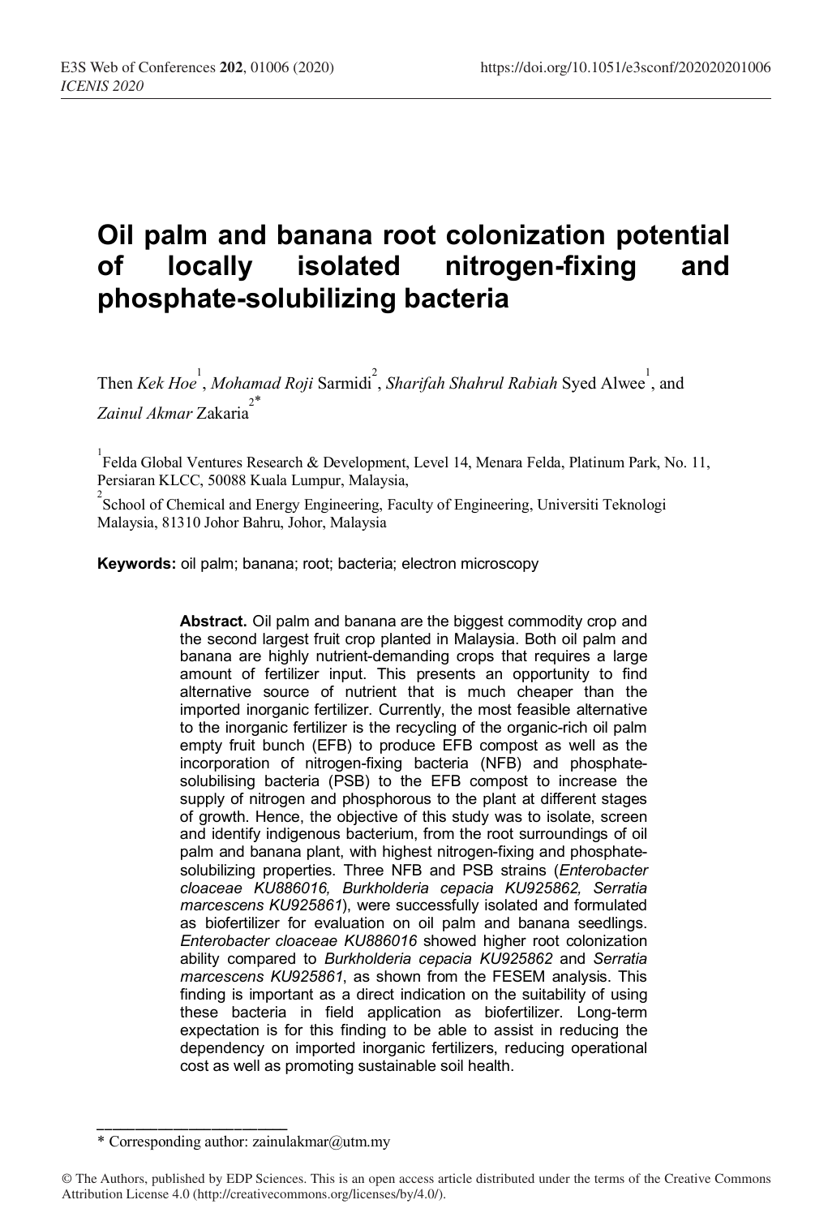# Oil palm and banana root colonization potential of locally isolated nitrogen-fixing and phosphate-solubilizing bacteria

Then *Kek Hoe*[1], *Mohamad Roji* Sarmidi[2], *Sharifah Shahrul Rabiah* Syed Alwee[1], and *Zainul Akmar* Zakaria[2*]

[1]Felda Global Ventures Research & Development, Level 14, Menara Felda, Platinum Park, No. 11, Persiaran KLCC, 50088 Kuala Lumpur, Malaysia,

[2]School of Chemical and Energy Engineering, Faculty of Engineering, Universiti Teknologi Malaysia, 81310 Johor Bahru, Johor, Malaysia

**Keywords:** oil palm; banana; root; bacteria; electron microscopy

**Abstract.** Oil palm and banana are the biggest commodity crop and the second largest fruit crop planted in Malaysia. Both oil palm and banana are highly nutrient-demanding crops that requires a large amount of fertilizer input. This presents an opportunity to find alternative source of nutrient that is much cheaper than the imported inorganic fertilizer. Currently, the most feasible alternative to the inorganic fertilizer is the recycling of the organic-rich oil palm empty fruit bunch (EFB) to produce EFB compost as well as the incorporation of nitrogen-fixing bacteria (NFB) and phosphate-solubilising bacteria (PSB) to the EFB compost to increase the supply of nitrogen and phosphorous to the plant at different stages of growth. Hence, the objective of this study was to isolate, screen and identify indigenous bacterium, from the root surroundings of oil palm and banana plant, with highest nitrogen-fixing and phosphate-solubilizing properties. Three NFB and PSB strains (*Enterobacter cloaceae KU886016, Burkholderia cepacia KU925862, Serratia marcescens KU925861*), were successfully isolated and formulated as biofertilizer for evaluation on oil palm and banana seedlings. *Enterobacter cloaceae KU886016* showed higher root colonization ability compared to *Burkholderia cepacia KU925862* and *Serratia marcescens KU925861*, as shown from the FESEM analysis. This finding is important as a direct indication on the suitability of using these bacteria in field application as biofertilizer. Long-term expectation is for this finding to be able to assist in reducing the dependency on imported inorganic fertilizers, reducing operational cost as well as promoting sustainable soil health.

---

\* Corresponding author: zainulakmar@utm.my

© The Authors, published by EDP Sciences. This is an open access article distributed under the terms of the Creative Commons Attribution License 4.0 (http://creativecommons.org/licenses/by/4.0/).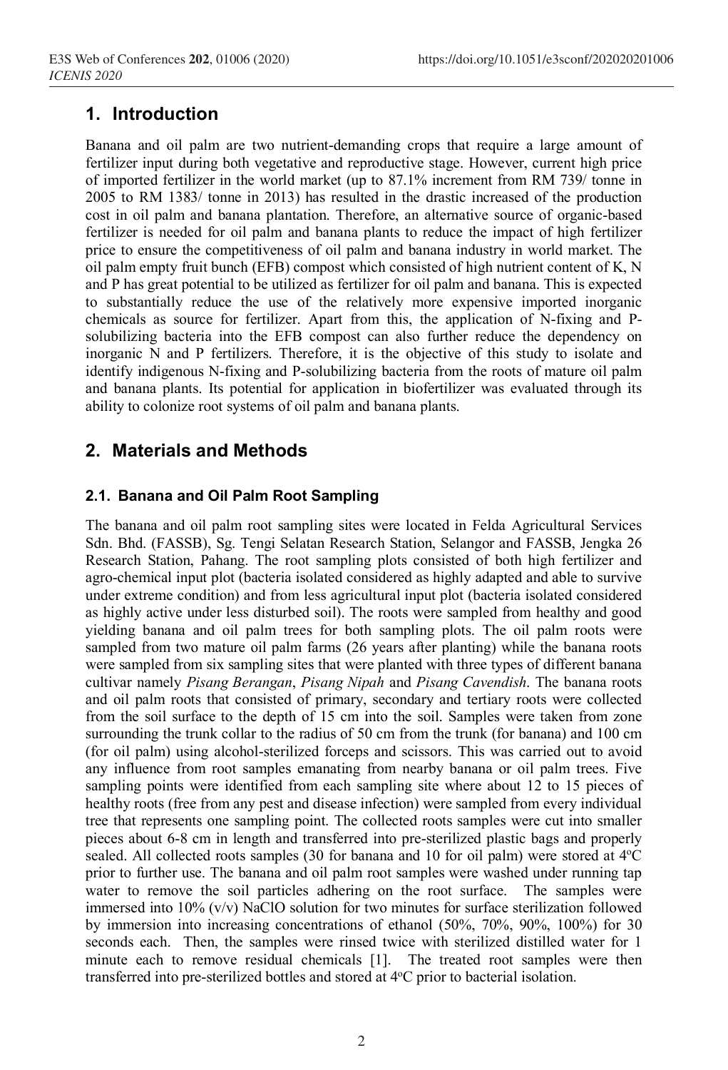## 1. Introduction

Banana and oil palm are two nutrient-demanding crops that require a large amount of fertilizer input during both vegetative and reproductive stage. However, current high price of imported fertilizer in the world market (up to 87.1% increment from RM 739/ tonne in 2005 to RM 1383/ tonne in 2013) has resulted in the drastic increased of the production cost in oil palm and banana plantation. Therefore, an alternative source of organic-based fertilizer is needed for oil palm and banana plants to reduce the impact of high fertilizer price to ensure the competitiveness of oil palm and banana industry in world market. The oil palm empty fruit bunch (EFB) compost which consisted of high nutrient content of K, N and P has great potential to be utilized as fertilizer for oil palm and banana. This is expected to substantially reduce the use of the relatively more expensive imported inorganic chemicals as source for fertilizer. Apart from this, the application of N-fixing and P-solubilizing bacteria into the EFB compost can also further reduce the dependency on inorganic N and P fertilizers. Therefore, it is the objective of this study to isolate and identify indigenous N-fixing and P-solubilizing bacteria from the roots of mature oil palm and banana plants. Its potential for application in biofertilizer was evaluated through its ability to colonize root systems of oil palm and banana plants.

## 2. Materials and Methods

### 2.1. Banana and Oil Palm Root Sampling

The banana and oil palm root sampling sites were located in Felda Agricultural Services Sdn. Bhd. (FASSB), Sg. Tengi Selatan Research Station, Selangor and FASSB, Jengka 26 Research Station, Pahang. The root sampling plots consisted of both high fertilizer and agro-chemical input plot (bacteria isolated considered as highly adapted and able to survive under extreme condition) and from less agricultural input plot (bacteria isolated considered as highly active under less disturbed soil). The roots were sampled from healthy and good yielding banana and oil palm trees for both sampling plots. The oil palm roots were sampled from two mature oil palm farms (26 years after planting) while the banana roots were sampled from six sampling sites that were planted with three types of different banana cultivar namely *Pisang Berangan*, *Pisang Nipah* and *Pisang Cavendish*. The banana roots and oil palm roots that consisted of primary, secondary and tertiary roots were collected from the soil surface to the depth of 15 cm into the soil. Samples were taken from zone surrounding the trunk collar to the radius of 50 cm from the trunk (for banana) and 100 cm (for oil palm) using alcohol-sterilized forceps and scissors. This was carried out to avoid any influence from root samples emanating from nearby banana or oil palm trees. Five sampling points were identified from each sampling site where about 12 to 15 pieces of healthy roots (free from any pest and disease infection) were sampled from every individual tree that represents one sampling point. The collected roots samples were cut into smaller pieces about 6-8 cm in length and transferred into pre-sterilized plastic bags and properly sealed. All collected roots samples (30 for banana and 10 for oil palm) were stored at 4$^{o}$C prior to further use. The banana and oil palm root samples were washed under running tap water to remove the soil particles adhering on the root surface. The samples were immersed into 10% (v/v) NaClO solution for two minutes for surface sterilization followed by immersion into increasing concentrations of ethanol (50%, 70%, 90%, 100%) for 30 seconds each. Then, the samples were rinsed twice with sterilized distilled water for 1 minute each to remove residual chemicals [1]. The treated root samples were then transferred into pre-sterilized bottles and stored at 4$^{o}$C prior to bacterial isolation.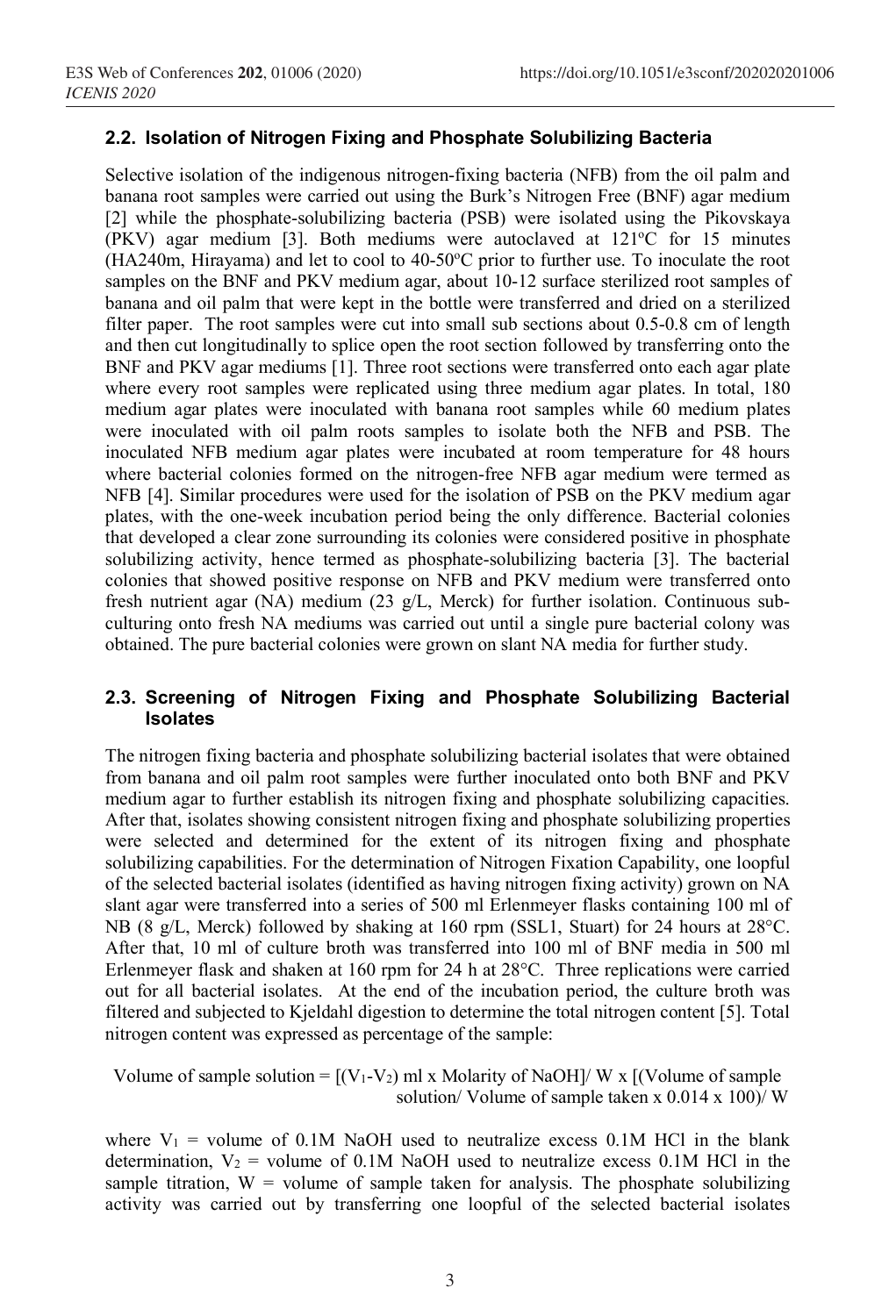### 2.2. Isolation of Nitrogen Fixing and Phosphate Solubilizing Bacteria

Selective isolation of the indigenous nitrogen-fixing bacteria (NFB) from the oil palm and banana root samples were carried out using the Burk's Nitrogen Free (BNF) agar medium [2] while the phosphate-solubilizing bacteria (PSB) were isolated using the Pikovskaya (PKV) agar medium [3]. Both mediums were autoclaved at 121ºC for 15 minutes (HA240m, Hirayama) and let to cool to 40-50ºC prior to further use. To inoculate the root samples on the BNF and PKV medium agar, about 10-12 surface sterilized root samples of banana and oil palm that were kept in the bottle were transferred and dried on a sterilized filter paper. The root samples were cut into small sub sections about 0.5-0.8 cm of length and then cut longitudinally to splice open the root section followed by transferring onto the BNF and PKV agar mediums [1]. Three root sections were transferred onto each agar plate where every root samples were replicated using three medium agar plates. In total, 180 medium agar plates were inoculated with banana root samples while 60 medium plates were inoculated with oil palm roots samples to isolate both the NFB and PSB. The inoculated NFB medium agar plates were incubated at room temperature for 48 hours where bacterial colonies formed on the nitrogen-free NFB agar medium were termed as NFB [4]. Similar procedures were used for the isolation of PSB on the PKV medium agar plates, with the one-week incubation period being the only difference. Bacterial colonies that developed a clear zone surrounding its colonies were considered positive in phosphate solubilizing activity, hence termed as phosphate-solubilizing bacteria [3]. The bacterial colonies that showed positive response on NFB and PKV medium were transferred onto fresh nutrient agar (NA) medium (23 g/L, Merck) for further isolation. Continuous sub-culturing onto fresh NA mediums was carried out until a single pure bacterial colony was obtained. The pure bacterial colonies were grown on slant NA media for further study.

### 2.3. Screening of Nitrogen Fixing and Phosphate Solubilizing Bacterial Isolates

The nitrogen fixing bacteria and phosphate solubilizing bacterial isolates that were obtained from banana and oil palm root samples were further inoculated onto both BNF and PKV medium agar to further establish its nitrogen fixing and phosphate solubilizing capacities. After that, isolates showing consistent nitrogen fixing and phosphate solubilizing properties were selected and determined for the extent of its nitrogen fixing and phosphate solubilizing capabilities. For the determination of Nitrogen Fixation Capability, one loopful of the selected bacterial isolates (identified as having nitrogen fixing activity) grown on NA slant agar were transferred into a series of 500 ml Erlenmeyer flasks containing 100 ml of NB (8 g/L, Merck) followed by shaking at 160 rpm (SSL1, Stuart) for 24 hours at 28°C. After that, 10 ml of culture broth was transferred into 100 ml of BNF media in 500 ml Erlenmeyer flask and shaken at 160 rpm for 24 h at 28°C. Three replications were carried out for all bacterial isolates. At the end of the incubation period, the culture broth was filtered and subjected to Kjeldahl digestion to determine the total nitrogen content [5]. Total nitrogen content was expressed as percentage of the sample:

$$\text{Volume of sample solution} = [(V_1 - V_2)\text{ ml} \times \text{Molarity of NaOH}] / W \times [(\text{Volume of sample solution} / \text{Volume of sample taken} \times 0.014 \times 100) / W$$

where $V_1$ = volume of 0.1M NaOH used to neutralize excess 0.1M HCl in the blank determination, $V_2$ = volume of 0.1M NaOH used to neutralize excess 0.1M HCl in the sample titration, $W$ = volume of sample taken for analysis. The phosphate solubilizing activity was carried out by transferring one loopful of the selected bacterial isolates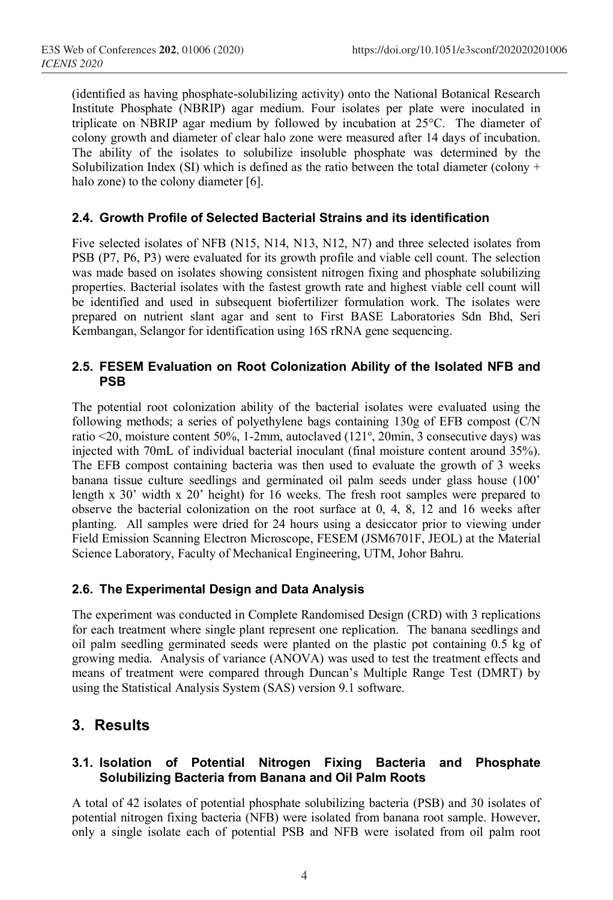(identified as having phosphate-solubilizing activity) onto the National Botanical Research Institute Phosphate (NBRIP) agar medium. Four isolates per plate were inoculated in triplicate on NBRIP agar medium by followed by incubation at 25°C. The diameter of colony growth and diameter of clear halo zone were measured after 14 days of incubation. The ability of the isolates to solubilize insoluble phosphate was determined by the Solubilization Index (SI) which is defined as the ratio between the total diameter (colony + halo zone) to the colony diameter [6].

### 2.4. Growth Profile of Selected Bacterial Strains and its identification

Five selected isolates of NFB (N15, N14, N13, N12, N7) and three selected isolates from PSB (P7, P6, P3) were evaluated for its growth profile and viable cell count. The selection was made based on isolates showing consistent nitrogen fixing and phosphate solubilizing properties. Bacterial isolates with the fastest growth rate and highest viable cell count will be identified and used in subsequent biofertilizer formulation work. The isolates were prepared on nutrient slant agar and sent to First BASE Laboratories Sdn Bhd, Seri Kembangan, Selangor for identification using 16S rRNA gene sequencing.

### 2.5. FESEM Evaluation on Root Colonization Ability of the Isolated NFB and PSB

The potential root colonization ability of the bacterial isolates were evaluated using the following methods; a series of polyethylene bags containing 130g of EFB compost (C/N ratio <20, moisture content 50%, 1-2mm, autoclaved (121°, 20min, 3 consecutive days) was injected with 70mL of individual bacterial inoculant (final moisture content around 35%). The EFB compost containing bacteria was then used to evaluate the growth of 3 weeks banana tissue culture seedlings and germinated oil palm seeds under glass house (100' length x 30' width x 20' height) for 16 weeks. The fresh root samples were prepared to observe the bacterial colonization on the root surface at 0, 4, 8, 12 and 16 weeks after planting. All samples were dried for 24 hours using a desiccator prior to viewing under Field Emission Scanning Electron Microscope, FESEM (JSM6701F, JEOL) at the Material Science Laboratory, Faculty of Mechanical Engineering, UTM, Johor Bahru.

### 2.6. The Experimental Design and Data Analysis

The experiment was conducted in Complete Randomised Design (CRD) with 3 replications for each treatment where single plant represent one replication. The banana seedlings and oil palm seedling germinated seeds were planted on the plastic pot containing 0.5 kg of growing media. Analysis of variance (ANOVA) was used to test the treatment effects and means of treatment were compared through Duncan's Multiple Range Test (DMRT) by using the Statistical Analysis System (SAS) version 9.1 software.

## 3. Results

### 3.1. Isolation of Potential Nitrogen Fixing Bacteria and Phosphate Solubilizing Bacteria from Banana and Oil Palm Roots

A total of 42 isolates of potential phosphate solubilizing bacteria (PSB) and 30 isolates of potential nitrogen fixing bacteria (NFB) were isolated from banana root sample. However, only a single isolate each of potential PSB and NFB were isolated from oil palm root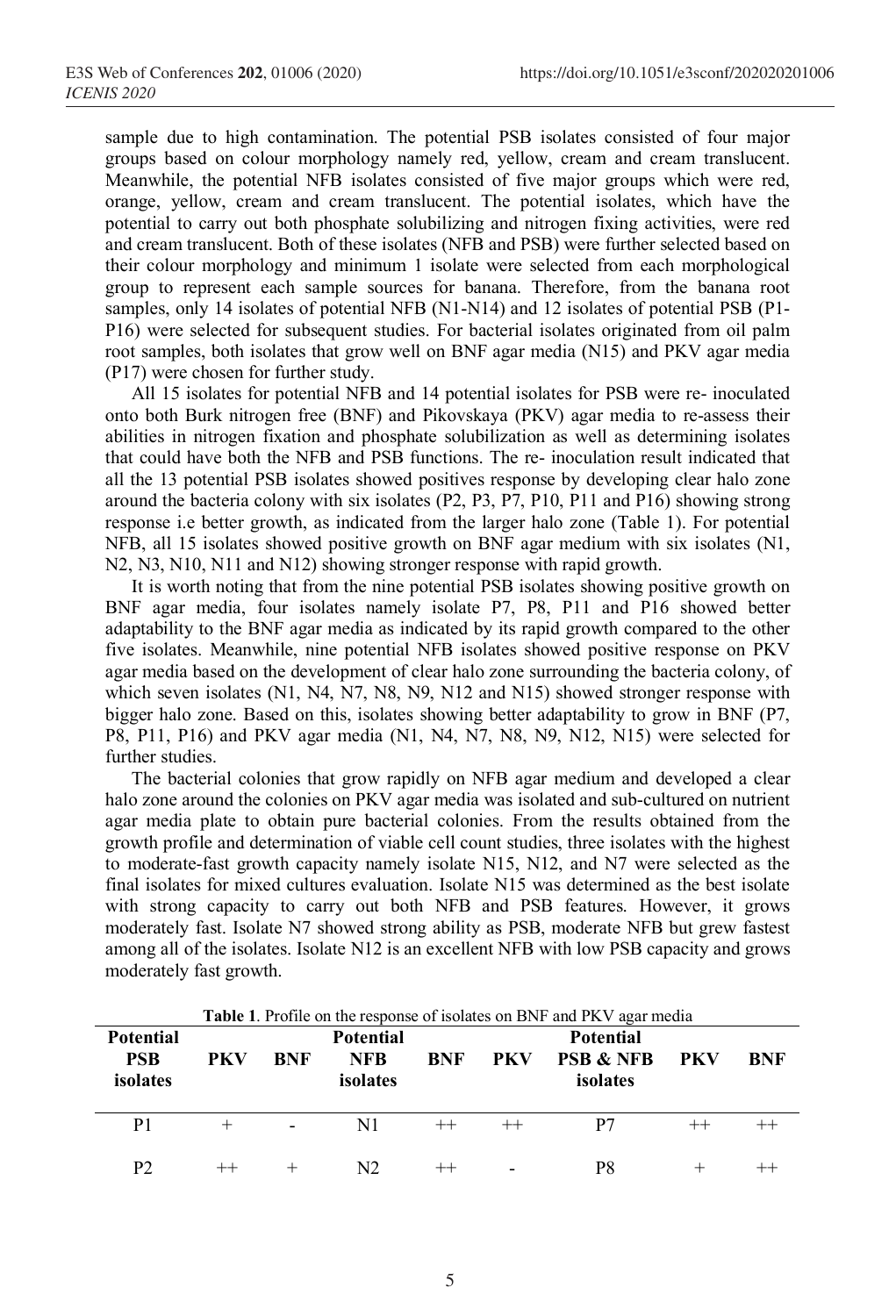sample due to high contamination. The potential PSB isolates consisted of four major groups based on colour morphology namely red, yellow, cream and cream translucent. Meanwhile, the potential NFB isolates consisted of five major groups which were red, orange, yellow, cream and cream translucent. The potential isolates, which have the potential to carry out both phosphate solubilizing and nitrogen fixing activities, were red and cream translucent. Both of these isolates (NFB and PSB) were further selected based on their colour morphology and minimum 1 isolate were selected from each morphological group to represent each sample sources for banana. Therefore, from the banana root samples, only 14 isolates of potential NFB (N1-N14) and 12 isolates of potential PSB (P1-P16) were selected for subsequent studies. For bacterial isolates originated from oil palm root samples, both isolates that grow well on BNF agar media (N15) and PKV agar media (P17) were chosen for further study.

All 15 isolates for potential NFB and 14 potential isolates for PSB were re- inoculated onto both Burk nitrogen free (BNF) and Pikovskaya (PKV) agar media to re-assess their abilities in nitrogen fixation and phosphate solubilization as well as determining isolates that could have both the NFB and PSB functions. The re- inoculation result indicated that all the 13 potential PSB isolates showed positives response by developing clear halo zone around the bacteria colony with six isolates (P2, P3, P7, P10, P11 and P16) showing strong response i.e better growth, as indicated from the larger halo zone (Table 1). For potential NFB, all 15 isolates showed positive growth on BNF agar medium with six isolates (N1, N2, N3, N10, N11 and N12) showing stronger response with rapid growth.

It is worth noting that from the nine potential PSB isolates showing positive growth on BNF agar media, four isolates namely isolate P7, P8, P11 and P16 showed better adaptability to the BNF agar media as indicated by its rapid growth compared to the other five isolates. Meanwhile, nine potential NFB isolates showed positive response on PKV agar media based on the development of clear halo zone surrounding the bacteria colony, of which seven isolates (N1, N4, N7, N8, N9, N12 and N15) showed stronger response with bigger halo zone. Based on this, isolates showing better adaptability to grow in BNF (P7, P8, P11, P16) and PKV agar media (N1, N4, N7, N8, N9, N12, N15) were selected for further studies.

The bacterial colonies that grow rapidly on NFB agar medium and developed a clear halo zone around the colonies on PKV agar media was isolated and sub-cultured on nutrient agar media plate to obtain pure bacterial colonies. From the results obtained from the growth profile and determination of viable cell count studies, three isolates with the highest to moderate-fast growth capacity namely isolate N15, N12, and N7 were selected as the final isolates for mixed cultures evaluation. Isolate N15 was determined as the best isolate with strong capacity to carry out both NFB and PSB features. However, it grows moderately fast. Isolate N7 showed strong ability as PSB, moderate NFB but grew fastest among all of the isolates. Isolate N12 is an excellent NFB with low PSB capacity and grows moderately fast growth.

**Table 1**. Profile on the response of isolates on BNF and PKV agar media

| Potential PSB isolates | PKV | BNF | Potential NFB isolates | BNF | PKV | Potential PSB & NFB isolates | PKV | BNF |
|---|---|---|---|---|---|---|---|---|
| P1 | + | - | N1 | ++ | ++ | P7 | ++ | ++ |
| P2 | ++ | + | N2 | ++ | - | P8 | + | ++ |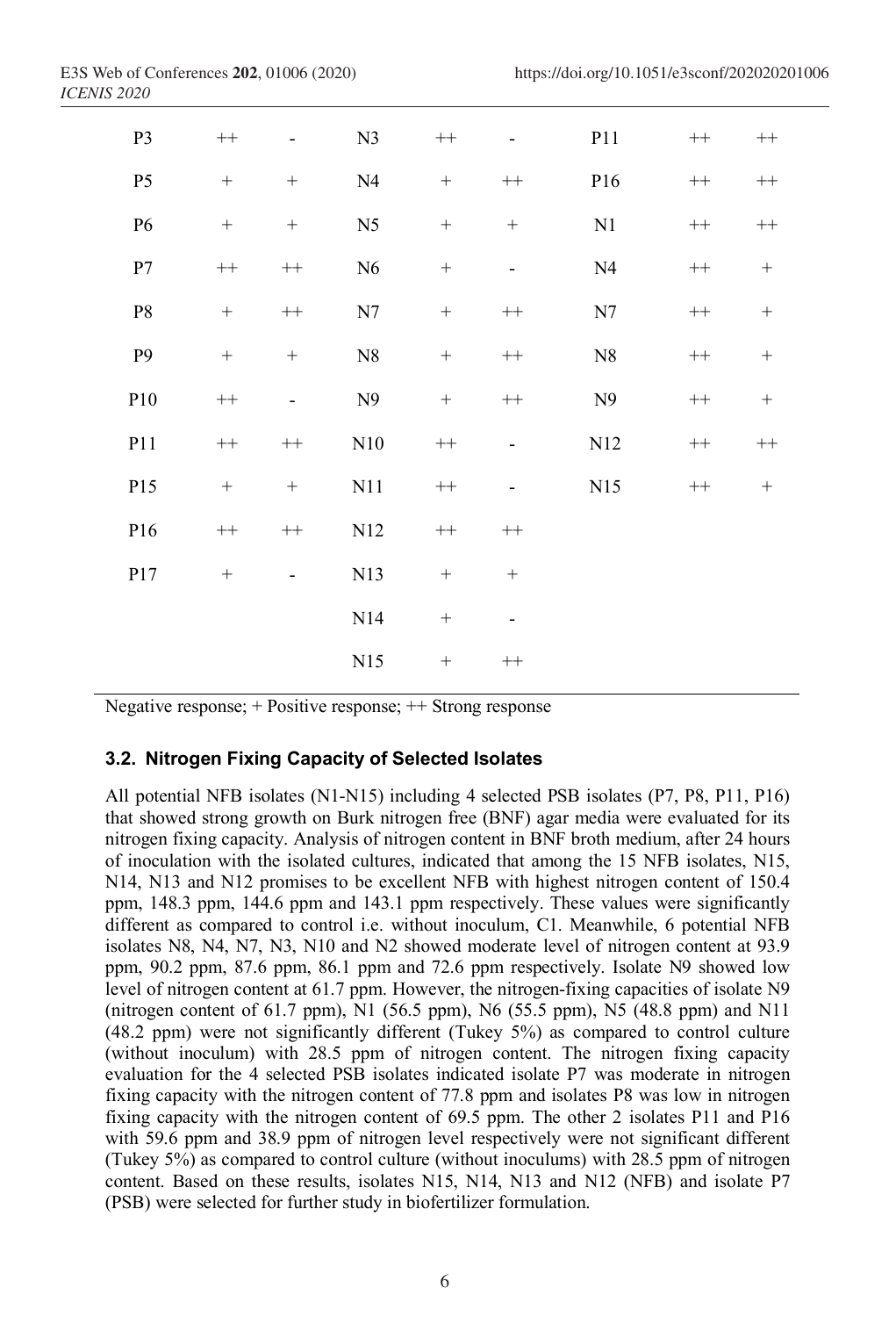| P3 | ++ | - | N3 | ++ | - | P11 | ++ | ++ |
|---|---|---|---|---|---|---|---|---|
| P5 | + | + | N4 | + | ++ | P16 | ++ | ++ |
| P6 | + | + | N5 | + | + | N1 | ++ | ++ |
| P7 | ++ | ++ | N6 | + | - | N4 | ++ | + |
| P8 | + | ++ | N7 | + | ++ | N7 | ++ | + |
| P9 | + | + | N8 | + | ++ | N8 | ++ | + |
| P10 | ++ | - | N9 | + | ++ | N9 | ++ | + |
| P11 | ++ | ++ | N10 | ++ | - | N12 | ++ | ++ |
| P15 | + | + | N11 | ++ | - | N15 | ++ | + |
| P16 | ++ | ++ | N12 | ++ | ++ | | | |
| P17 | + | - | N13 | + | + | | | |
| | | | N14 | + | - | | | |
| | | | N15 | + | ++ | | | |

Negative response; + Positive response; ++ Strong response

### 3.2. Nitrogen Fixing Capacity of Selected Isolates

All potential NFB isolates (N1-N15) including 4 selected PSB isolates (P7, P8, P11, P16) that showed strong growth on Burk nitrogen free (BNF) agar media were evaluated for its nitrogen fixing capacity. Analysis of nitrogen content in BNF broth medium, after 24 hours of inoculation with the isolated cultures, indicated that among the 15 NFB isolates, N15, N14, N13 and N12 promises to be excellent NFB with highest nitrogen content of 150.4 ppm, 148.3 ppm, 144.6 ppm and 143.1 ppm respectively. These values were significantly different as compared to control i.e. without inoculum, C1. Meanwhile, 6 potential NFB isolates N8, N4, N7, N3, N10 and N2 showed moderate level of nitrogen content at 93.9 ppm, 90.2 ppm, 87.6 ppm, 86.1 ppm and 72.6 ppm respectively. Isolate N9 showed low level of nitrogen content at 61.7 ppm. However, the nitrogen-fixing capacities of isolate N9 (nitrogen content of 61.7 ppm), N1 (56.5 ppm), N6 (55.5 ppm), N5 (48.8 ppm) and N11 (48.2 ppm) were not significantly different (Tukey 5%) as compared to control culture (without inoculum) with 28.5 ppm of nitrogen content. The nitrogen fixing capacity evaluation for the 4 selected PSB isolates indicated isolate P7 was moderate in nitrogen fixing capacity with the nitrogen content of 77.8 ppm and isolates P8 was low in nitrogen fixing capacity with the nitrogen content of 69.5 ppm. The other 2 isolates P11 and P16 with 59.6 ppm and 38.9 ppm of nitrogen level respectively were not significant different (Tukey 5%) as compared to control culture (without inoculums) with 28.5 ppm of nitrogen content. Based on these results, isolates N15, N14, N13 and N12 (NFB) and isolate P7 (PSB) were selected for further study in biofertilizer formulation.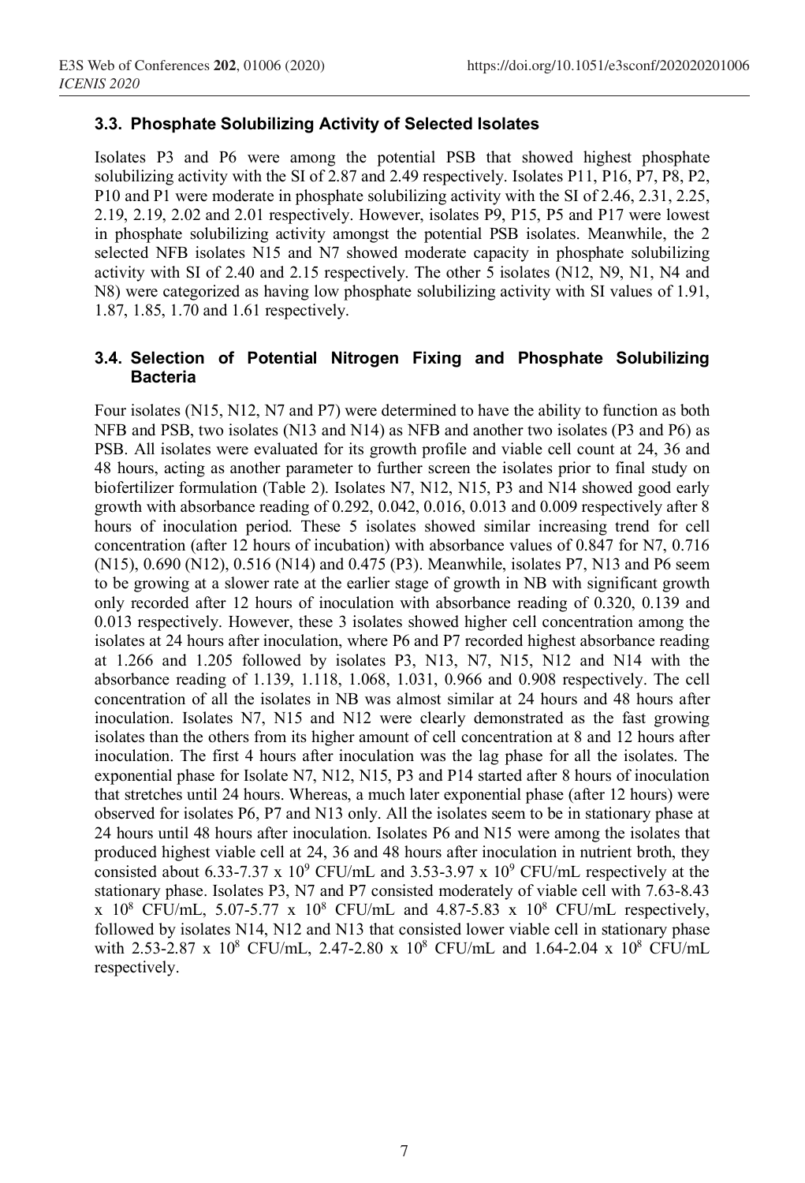### 3.3. Phosphate Solubilizing Activity of Selected Isolates

Isolates P3 and P6 were among the potential PSB that showed highest phosphate solubilizing activity with the SI of 2.87 and 2.49 respectively. Isolates P11, P16, P7, P8, P2, P10 and P1 were moderate in phosphate solubilizing activity with the SI of 2.46, 2.31, 2.25, 2.19, 2.19, 2.02 and 2.01 respectively. However, isolates P9, P15, P5 and P17 were lowest in phosphate solubilizing activity amongst the potential PSB isolates. Meanwhile, the 2 selected NFB isolates N15 and N7 showed moderate capacity in phosphate solubilizing activity with SI of 2.40 and 2.15 respectively. The other 5 isolates (N12, N9, N1, N4 and N8) were categorized as having low phosphate solubilizing activity with SI values of 1.91, 1.87, 1.85, 1.70 and 1.61 respectively.

### 3.4. Selection of Potential Nitrogen Fixing and Phosphate Solubilizing Bacteria

Four isolates (N15, N12, N7 and P7) were determined to have the ability to function as both NFB and PSB, two isolates (N13 and N14) as NFB and another two isolates (P3 and P6) as PSB. All isolates were evaluated for its growth profile and viable cell count at 24, 36 and 48 hours, acting as another parameter to further screen the isolates prior to final study on biofertilizer formulation (Table 2). Isolates N7, N12, N15, P3 and N14 showed good early growth with absorbance reading of 0.292, 0.042, 0.016, 0.013 and 0.009 respectively after 8 hours of inoculation period. These 5 isolates showed similar increasing trend for cell concentration (after 12 hours of incubation) with absorbance values of 0.847 for N7, 0.716 (N15), 0.690 (N12), 0.516 (N14) and 0.475 (P3). Meanwhile, isolates P7, N13 and P6 seem to be growing at a slower rate at the earlier stage of growth in NB with significant growth only recorded after 12 hours of inoculation with absorbance reading of 0.320, 0.139 and 0.013 respectively. However, these 3 isolates showed higher cell concentration among the isolates at 24 hours after inoculation, where P6 and P7 recorded highest absorbance reading at 1.266 and 1.205 followed by isolates P3, N13, N7, N15, N12 and N14 with the absorbance reading of 1.139, 1.118, 1.068, 1.031, 0.966 and 0.908 respectively. The cell concentration of all the isolates in NB was almost similar at 24 hours and 48 hours after inoculation. Isolates N7, N15 and N12 were clearly demonstrated as the fast growing isolates than the others from its higher amount of cell concentration at 8 and 12 hours after inoculation. The first 4 hours after inoculation was the lag phase for all the isolates. The exponential phase for Isolate N7, N12, N15, P3 and P14 started after 8 hours of inoculation that stretches until 24 hours. Whereas, a much later exponential phase (after 12 hours) were observed for isolates P6, P7 and N13 only. All the isolates seem to be in stationary phase at 24 hours until 48 hours after inoculation. Isolates P6 and N15 were among the isolates that produced highest viable cell at 24, 36 and 48 hours after inoculation in nutrient broth, they consisted about 6.33-7.37 x $10^9$ CFU/mL and 3.53-3.97 x $10^9$ CFU/mL respectively at the stationary phase. Isolates P3, N7 and P7 consisted moderately of viable cell with 7.63-8.43 x $10^8$ CFU/mL, 5.07-5.77 x $10^8$ CFU/mL and 4.87-5.83 x $10^8$ CFU/mL respectively, followed by isolates N14, N12 and N13 that consisted lower viable cell in stationary phase with 2.53-2.87 x $10^8$ CFU/mL, 2.47-2.80 x $10^8$ CFU/mL and 1.64-2.04 x $10^8$ CFU/mL respectively.